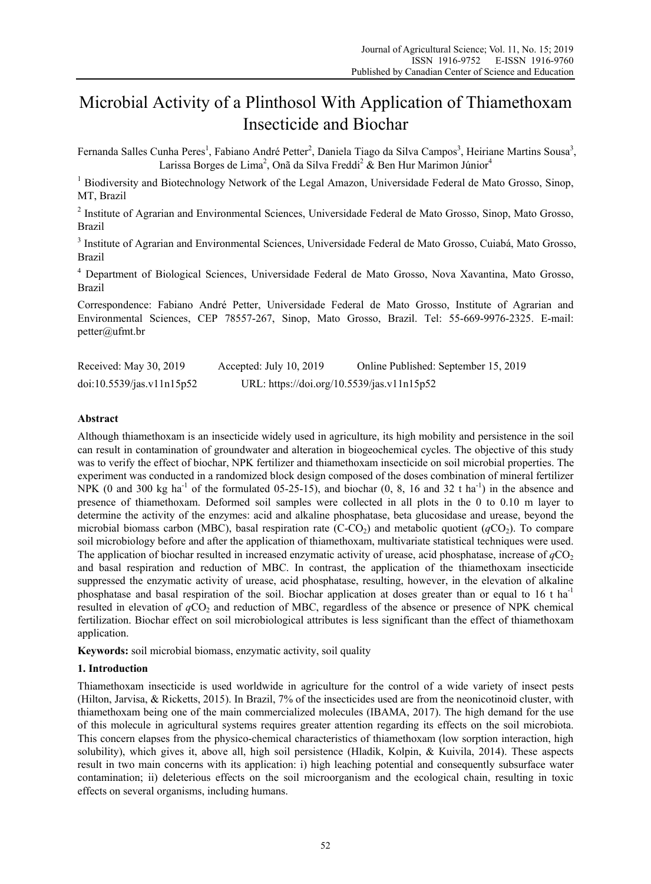# Microbial Activity of a Plinthosol With Application of Thiamethoxam Insecticide and Biochar

Fernanda Salles Cunha Peres[1], Fabiano André Petter[2], Daniela Tiago da Silva Campos[3], Heiriane Martins Sousa[3], Larissa Borges de Lima[2], Onã da Silva Freddi[2] & Ben Hur Marimon Júnior[4]

[1] Biodiversity and Biotechnology Network of the Legal Amazon, Universidade Federal de Mato Grosso, Sinop, MT, Brazil

[2] Institute of Agrarian and Environmental Sciences, Universidade Federal de Mato Grosso, Sinop, Mato Grosso, Brazil

[3] Institute of Agrarian and Environmental Sciences, Universidade Federal de Mato Grosso, Cuiabá, Mato Grosso, Brazil

[4] Department of Biological Sciences, Universidade Federal de Mato Grosso, Nova Xavantina, Mato Grosso, Brazil

Correspondence: Fabiano André Petter, Universidade Federal de Mato Grosso, Institute of Agrarian and Environmental Sciences, CEP 78557-267, Sinop, Mato Grosso, Brazil. Tel: 55-669-9976-2325. E-mail: petter@ufmt.br

Received: May 30, 2019 Accepted: July 10, 2019 Online Published: September 15, 2019

doi:10.5539/jas.v11n15p52 URL: https://doi.org/10.5539/jas.v11n15p52

## Abstract

Although thiamethoxam is an insecticide widely used in agriculture, its high mobility and persistence in the soil can result in contamination of groundwater and alteration in biogeochemical cycles. The objective of this study was to verify the effect of biochar, NPK fertilizer and thiamethoxam insecticide on soil microbial properties. The experiment was conducted in a randomized block design composed of the doses combination of mineral fertilizer NPK (0 and 300 kg $ha^{-1}$ of the formulated 05-25-15), and biochar (0, 8, 16 and 32 t $ha^{-1}$) in the absence and presence of thiamethoxam. Deformed soil samples were collected in all plots in the 0 to 0.10 m layer to determine the activity of the enzymes: acid and alkaline phosphatase, beta glucosidase and urease, beyond the microbial biomass carbon (MBC), basal respiration rate (C-$CO_2$) and metabolic quotient ($qCO_2$). To compare soil microbiology before and after the application of thiamethoxam, multivariate statistical techniques were used. The application of biochar resulted in increased enzymatic activity of urease, acid phosphatase, increase of $qCO_2$ and basal respiration and reduction of MBC. In contrast, the application of the thiamethoxam insecticide suppressed the enzymatic activity of urease, acid phosphatase, resulting, however, in the elevation of alkaline phosphatase and basal respiration of the soil. Biochar application at doses greater than or equal to 16 t $ha^{-1}$ resulted in elevation of $qCO_2$ and reduction of MBC, regardless of the absence or presence of NPK chemical fertilization. Biochar effect on soil microbiological attributes is less significant than the effect of thiamethoxam application.

**Keywords:** soil microbial biomass, enzymatic activity, soil quality

## 1. Introduction

Thiamethoxam insecticide is used worldwide in agriculture for the control of a wide variety of insect pests (Hilton, Jarvisa, & Ricketts, 2015). In Brazil, 7% of the insecticides used are from the neonicotinoid cluster, with thiamethoxam being one of the main commercialized molecules (IBAMA, 2017). The high demand for the use of this molecule in agricultural systems requires greater attention regarding its effects on the soil microbiota. This concern elapses from the physico-chemical characteristics of thiamethoxam (low sorption interaction, high solubility), which gives it, above all, high soil persistence (Hladik, Kolpin, & Kuivila, 2014). These aspects result in two main concerns with its application: i) high leaching potential and consequently subsurface water contamination; ii) deleterious effects on the soil microorganism and the ecological chain, resulting in toxic effects on several organisms, including humans.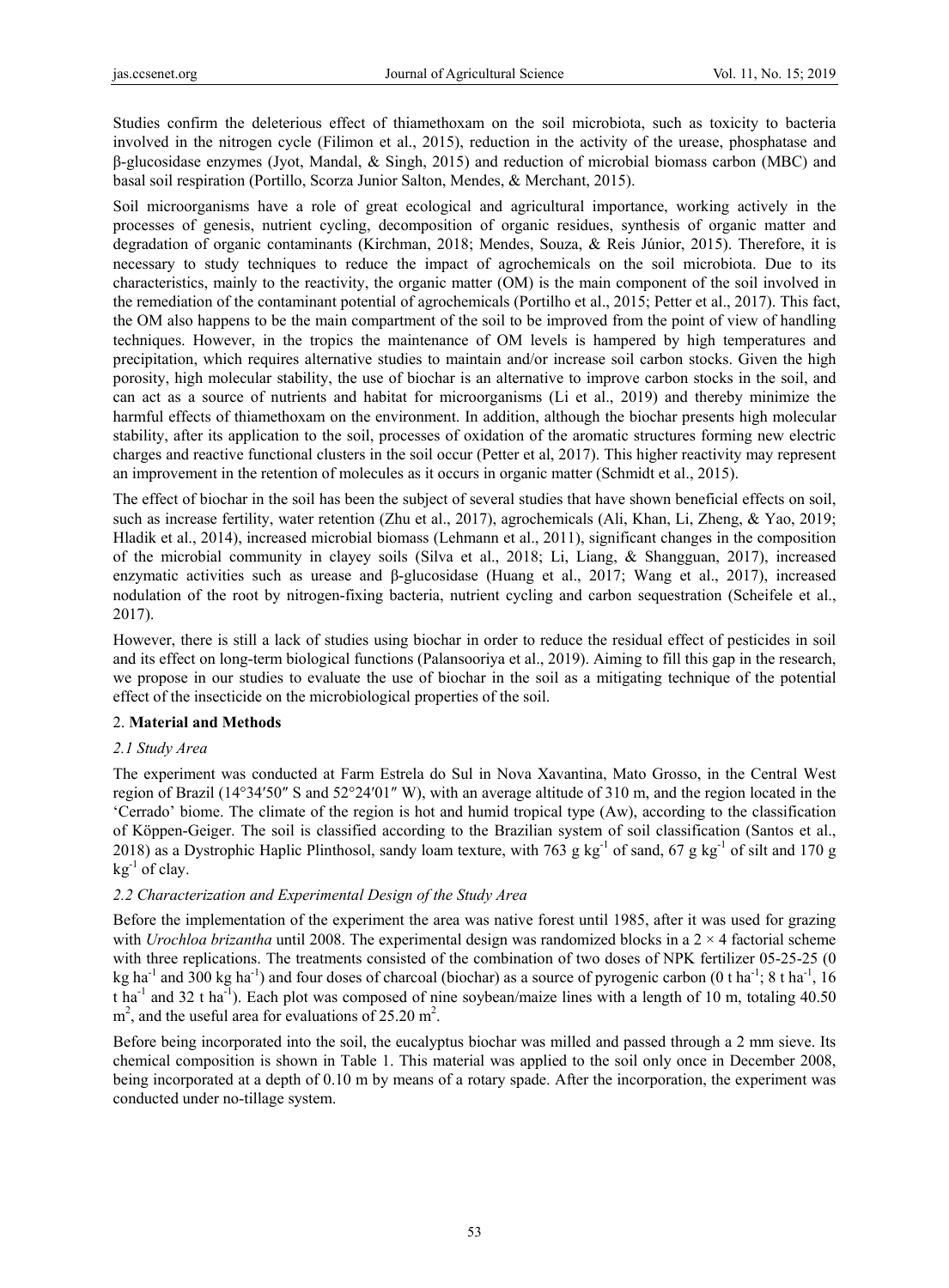Studies confirm the deleterious effect of thiamethoxam on the soil microbiota, such as toxicity to bacteria involved in the nitrogen cycle (Filimon et al., 2015), reduction in the activity of the urease, phosphatase and β-glucosidase enzymes (Jyot, Mandal, & Singh, 2015) and reduction of microbial biomass carbon (MBC) and basal soil respiration (Portillo, Scorza Junior Salton, Mendes, & Merchant, 2015).

Soil microorganisms have a role of great ecological and agricultural importance, working actively in the processes of genesis, nutrient cycling, decomposition of organic residues, synthesis of organic matter and degradation of organic contaminants (Kirchman, 2018; Mendes, Souza, & Reis Júnior, 2015). Therefore, it is necessary to study techniques to reduce the impact of agrochemicals on the soil microbiota. Due to its characteristics, mainly to the reactivity, the organic matter (OM) is the main component of the soil involved in the remediation of the contaminant potential of agrochemicals (Portilho et al., 2015; Petter et al., 2017). This fact, the OM also happens to be the main compartment of the soil to be improved from the point of view of handling techniques. However, in the tropics the maintenance of OM levels is hampered by high temperatures and precipitation, which requires alternative studies to maintain and/or increase soil carbon stocks. Given the high porosity, high molecular stability, the use of biochar is an alternative to improve carbon stocks in the soil, and can act as a source of nutrients and habitat for microorganisms (Li et al., 2019) and thereby minimize the harmful effects of thiamethoxam on the environment. In addition, although the biochar presents high molecular stability, after its application to the soil, processes of oxidation of the aromatic structures forming new electric charges and reactive functional clusters in the soil occur (Petter et al, 2017). This higher reactivity may represent an improvement in the retention of molecules as it occurs in organic matter (Schmidt et al., 2015).

The effect of biochar in the soil has been the subject of several studies that have shown beneficial effects on soil, such as increase fertility, water retention (Zhu et al., 2017), agrochemicals (Ali, Khan, Li, Zheng, & Yao, 2019; Hladik et al., 2014), increased microbial biomass (Lehmann et al., 2011), significant changes in the composition of the microbial community in clayey soils (Silva et al., 2018; Li, Liang, & Shangguan, 2017), increased enzymatic activities such as urease and β-glucosidase (Huang et al., 2017; Wang et al., 2017), increased nodulation of the root by nitrogen-fixing bacteria, nutrient cycling and carbon sequestration (Scheifele et al., 2017).

However, there is still a lack of studies using biochar in order to reduce the residual effect of pesticides in soil and its effect on long-term biological functions (Palansooriya et al., 2019). Aiming to fill this gap in the research, we propose in our studies to evaluate the use of biochar in the soil as a mitigating technique of the potential effect of the insecticide on the microbiological properties of the soil.

## 2. Material and Methods

### *2.1 Study Area*

The experiment was conducted at Farm Estrela do Sul in Nova Xavantina, Mato Grosso, in the Central West region of Brazil (14°34′50″ S and 52°24′01″ W), with an average altitude of 310 m, and the region located in the 'Cerrado' biome. The climate of the region is hot and humid tropical type (Aw), according to the classification of Köppen-Geiger. The soil is classified according to the Brazilian system of soil classification (Santos et al., 2018) as a Dystrophic Haplic Plinthosol, sandy loam texture, with 763 g $kg^{-1}$ of sand, 67 g $kg^{-1}$ of silt and 170 g $kg^{-1}$ of clay.

### *2.2 Characterization and Experimental Design of the Study Area*

Before the implementation of the experiment the area was native forest until 1985, after it was used for grazing with *Urochloa brizantha* until 2008. The experimental design was randomized blocks in a $2 \times 4$ factorial scheme with three replications. The treatments consisted of the combination of two doses of NPK fertilizer 05-25-25 (0 kg $ha^{-1}$ and 300 kg $ha^{-1}$) and four doses of charcoal (biochar) as a source of pyrogenic carbon (0 t $ha^{-1}$; 8 t $ha^{-1}$, 16 t $ha^{-1}$ and 32 t $ha^{-1}$). Each plot was composed of nine soybean/maize lines with a length of 10 m, totaling 40.50 $m^2$, and the useful area for evaluations of 25.20 $m^2$.

Before being incorporated into the soil, the eucalyptus biochar was milled and passed through a 2 mm sieve. Its chemical composition is shown in Table 1. This material was applied to the soil only once in December 2008, being incorporated at a depth of 0.10 m by means of a rotary spade. After the incorporation, the experiment was conducted under no-tillage system.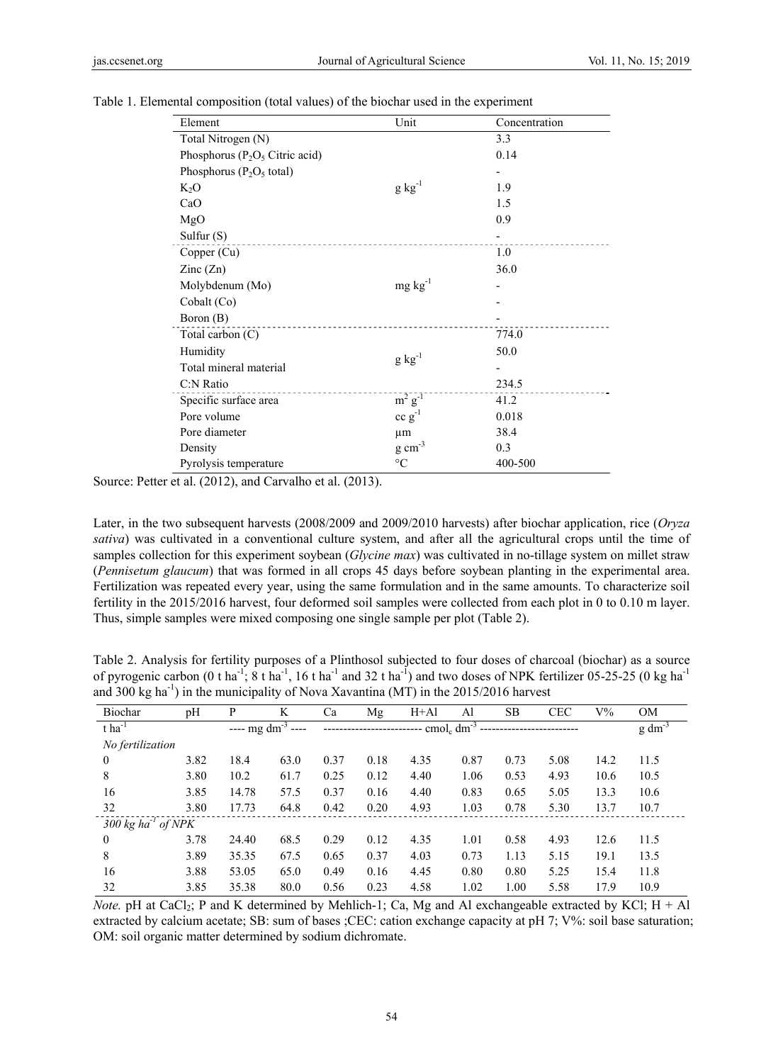Table 1. Elemental composition (total values) of the biochar used in the experiment

| Element | Unit | Concentration |
|---|---|---|
| Total Nitrogen (N) | $g\ kg^{-1}$ | 3.3 |
| Phosphorus ($P_2O_5$ Citric acid) | | 0.14 |
| Phosphorus ($P_2O_5$ total) | | - |
| $K_2O$ | | 1.9 |
| CaO | | 1.5 |
| MgO | | 0.9 |
| Sulfur (S) | | - |
| Copper (Cu) | $mg\ kg^{-1}$ | 1.0 |
| Zinc (Zn) | | 36.0 |
| Molybdenum (Mo) | | - |
| Cobalt (Co) | | - |
| Boron (B) | | - |
| Total carbon (C) | $g\ kg^{-1}$ | 774.0 |
| Humidity | | 50.0 |
| Total mineral material | | - |
| C:N Ratio | | 234.5 |
| Specific surface area | $m^2\ g^{-1}$ | 41.2 |
| Pore volume | $cc\ g^{-1}$ | 0.018 |
| Pore diameter | µm | 38.4 |
| Density | $g\ cm^{-3}$ | 0.3 |
| Pyrolysis temperature | °C | 400-500 |

Source: Petter et al. (2012), and Carvalho et al. (2013).

Later, in the two subsequent harvests (2008/2009 and 2009/2010 harvests) after biochar application, rice (*Oryza sativa*) was cultivated in a conventional culture system, and after all the agricultural crops until the time of samples collection for this experiment soybean (*Glycine max*) was cultivated in no-tillage system on millet straw (*Pennisetum glaucum*) that was formed in all crops 45 days before soybean planting in the experimental area. Fertilization was repeated every year, using the same formulation and in the same amounts. To characterize soil fertility in the 2015/2016 harvest, four deformed soil samples were collected from each plot in 0 to 0.10 m layer. Thus, simple samples were mixed composing one single sample per plot (Table 2).

Table 2. Analysis for fertility purposes of a Plinthosol subjected to four doses of charcoal (biochar) as a source of pyrogenic carbon (0 t $ha^{-1}$; 8 t $ha^{-1}$, 16 t $ha^{-1}$ and 32 t $ha^{-1}$) and two doses of NPK fertilizer 05-25-25 (0 kg $ha^{-1}$ and 300 kg $ha^{-1}$) in the municipality of Nova Xavantina (MT) in the 2015/2016 harvest

| Biochar | pH | P | K | Ca | Mg | H+Al | Al | SB | CEC | V% | OM |
|---|---|---|---|---|---|---|---|---|---|---|---|
| t $ha^{-1}$ | | ---- mg $dm^{-3}$ ---- | | ---- $cmol_c\ dm^{-3}$ ---- | | | | | | | $g\ dm^{-3}$ |
| *No fertilization* | | | | | | | | | | | |
| 0 | 3.82 | 18.4 | 63.0 | 0.37 | 0.18 | 4.35 | 0.87 | 0.73 | 5.08 | 14.2 | 11.5 |
| 8 | 3.80 | 10.2 | 61.7 | 0.25 | 0.12 | 4.40 | 1.06 | 0.53 | 4.93 | 10.6 | 10.5 |
| 16 | 3.85 | 14.78 | 57.5 | 0.37 | 0.16 | 4.40 | 0.83 | 0.65 | 5.05 | 13.3 | 10.6 |
| 32 | 3.80 | 17.73 | 64.8 | 0.42 | 0.20 | 4.93 | 1.03 | 0.78 | 5.30 | 13.7 | 10.7 |
| *300 kg $ha^{-1}$ of NPK* | | | | | | | | | | | |
| 0 | 3.78 | 24.40 | 68.5 | 0.29 | 0.12 | 4.35 | 1.01 | 0.58 | 4.93 | 12.6 | 11.5 |
| 8 | 3.89 | 35.35 | 67.5 | 0.65 | 0.37 | 4.03 | 0.73 | 1.13 | 5.15 | 19.1 | 13.5 |
| 16 | 3.88 | 53.05 | 65.0 | 0.49 | 0.16 | 4.45 | 0.80 | 0.80 | 5.25 | 15.4 | 11.8 |
| 32 | 3.85 | 35.38 | 80.0 | 0.56 | 0.23 | 4.58 | 1.02 | 1.00 | 5.58 | 17.9 | 10.9 |

*Note.* pH at $CaCl_2$; P and K determined by Mehlich-1; Ca, Mg and Al exchangeable extracted by KCl; H + Al extracted by calcium acetate; SB: sum of bases ;CEC: cation exchange capacity at pH 7; V%: soil base saturation; OM: soil organic matter determined by sodium dichromate.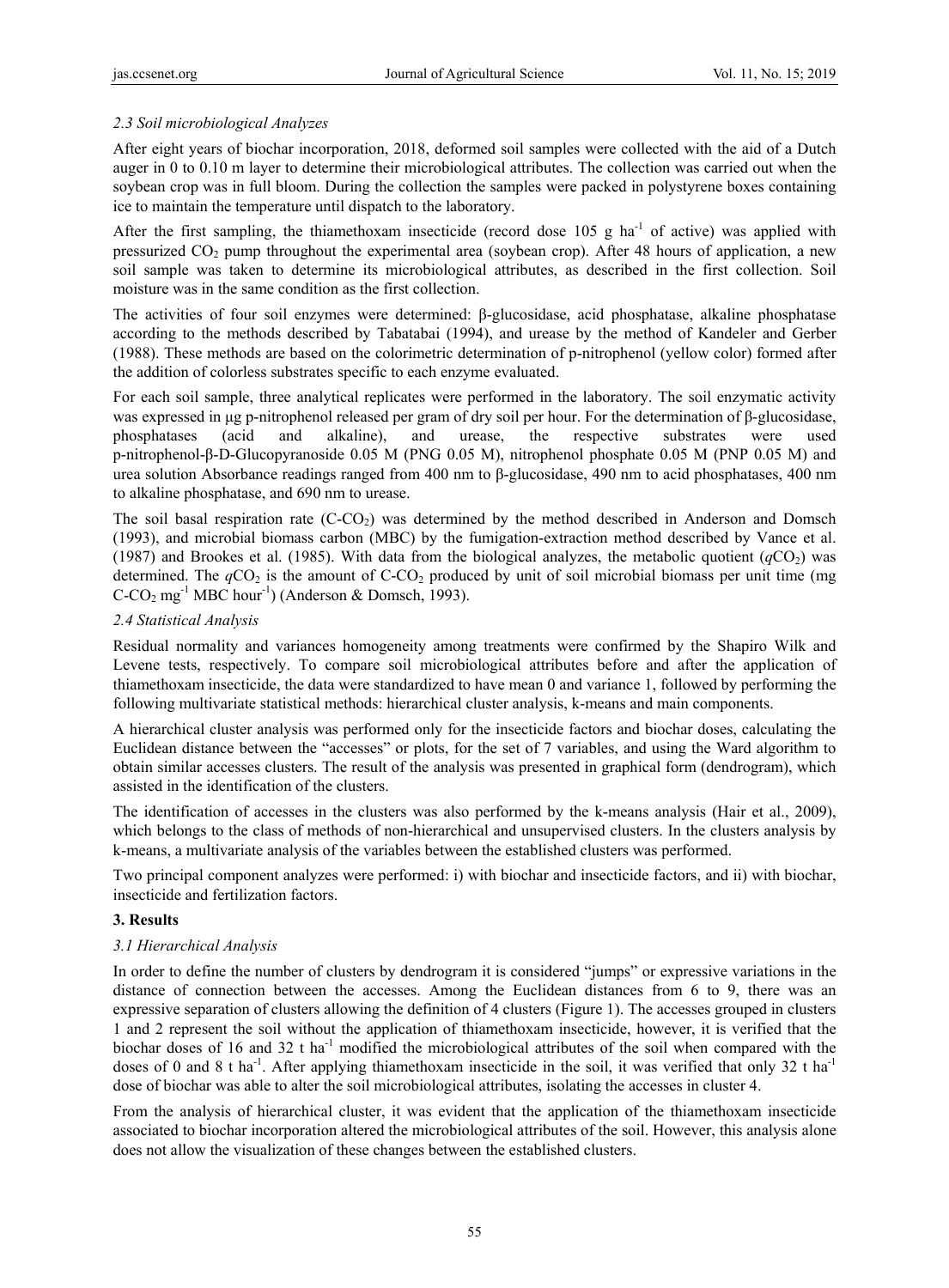### 2.3 Soil microbiological Analyzes

After eight years of biochar incorporation, 2018, deformed soil samples were collected with the aid of a Dutch auger in 0 to 0.10 m layer to determine their microbiological attributes. The collection was carried out when the soybean crop was in full bloom. During the collection the samples were packed in polystyrene boxes containing ice to maintain the temperature until dispatch to the laboratory.

After the first sampling, the thiamethoxam insecticide (record dose 105 g ha$^{-1}$ of active) was applied with pressurized $CO_2$ pump throughout the experimental area (soybean crop). After 48 hours of application, a new soil sample was taken to determine its microbiological attributes, as described in the first collection. Soil moisture was in the same condition as the first collection.

The activities of four soil enzymes were determined: β-glucosidase, acid phosphatase, alkaline phosphatase according to the methods described by Tabatabai (1994), and urease by the method of Kandeler and Gerber (1988). These methods are based on the colorimetric determination of p-nitrophenol (yellow color) formed after the addition of colorless substrates specific to each enzyme evaluated.

For each soil sample, three analytical replicates were performed in the laboratory. The soil enzymatic activity was expressed in μg p-nitrophenol released per gram of dry soil per hour. For the determination of β-glucosidase, phosphatases (acid and alkaline), and urease, the respective substrates were used p-nitrophenol-β-D-Glucopyranoside 0.05 M (PNG 0.05 M), nitrophenol phosphate 0.05 M (PNP 0.05 M) and urea solution Absorbance readings ranged from 400 nm to β-glucosidase, 490 nm to acid phosphatases, 400 nm to alkaline phosphatase, and 690 nm to urease.

The soil basal respiration rate (C-$CO_2$) was determined by the method described in Anderson and Domsch (1993), and microbial biomass carbon (MBC) by the fumigation-extraction method described by Vance et al. (1987) and Brookes et al. (1985). With data from the biological analyzes, the metabolic quotient ($qCO_2$) was determined. The $qCO_2$ is the amount of C-$CO_2$ produced by unit of soil microbial biomass per unit time (mg C-$CO_2$ mg$^{-1}$ MBC hour$^{-1}$) (Anderson & Domsch, 1993).

### 2.4 Statistical Analysis

Residual normality and variances homogeneity among treatments were confirmed by the Shapiro Wilk and Levene tests, respectively. To compare soil microbiological attributes before and after the application of thiamethoxam insecticide, the data were standardized to have mean 0 and variance 1, followed by performing the following multivariate statistical methods: hierarchical cluster analysis, k-means and main components.

A hierarchical cluster analysis was performed only for the insecticide factors and biochar doses, calculating the Euclidean distance between the "accesses" or plots, for the set of 7 variables, and using the Ward algorithm to obtain similar accesses clusters. The result of the analysis was presented in graphical form (dendrogram), which assisted in the identification of the clusters.

The identification of accesses in the clusters was also performed by the k-means analysis (Hair et al., 2009), which belongs to the class of methods of non-hierarchical and unsupervised clusters. In the clusters analysis by k-means, a multivariate analysis of the variables between the established clusters was performed.

Two principal component analyzes were performed: i) with biochar and insecticide factors, and ii) with biochar, insecticide and fertilization factors.

## 3. Results

### 3.1 Hierarchical Analysis

In order to define the number of clusters by dendrogram it is considered "jumps" or expressive variations in the distance of connection between the accesses. Among the Euclidean distances from 6 to 9, there was an expressive separation of clusters allowing the definition of 4 clusters (Figure 1). The accesses grouped in clusters 1 and 2 represent the soil without the application of thiamethoxam insecticide, however, it is verified that the biochar doses of 16 and 32 t ha$^{-1}$ modified the microbiological attributes of the soil when compared with the doses of 0 and 8 t ha$^{-1}$. After applying thiamethoxam insecticide in the soil, it was verified that only 32 t ha$^{-1}$ dose of biochar was able to alter the soil microbiological attributes, isolating the accesses in cluster 4.

From the analysis of hierarchical cluster, it was evident that the application of the thiamethoxam insecticide associated to biochar incorporation altered the microbiological attributes of the soil. However, this analysis alone does not allow the visualization of these changes between the established clusters.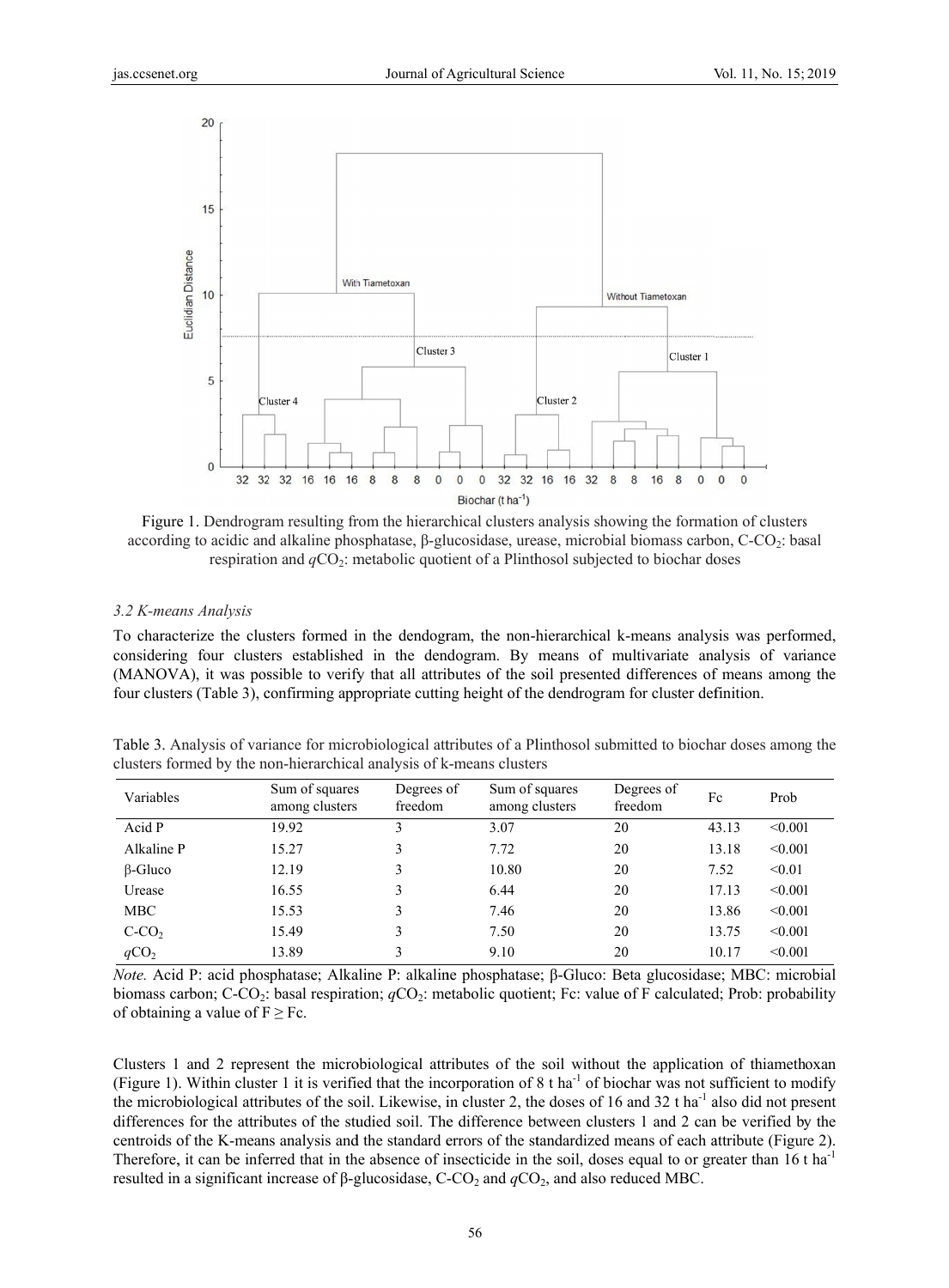Figure 1. Dendrogram resulting from the hierarchical clusters analysis showing the formation of clusters according to acidic and alkaline phosphatase, β-glucosidase, urease, microbial biomass carbon, C-$CO_2$: basal respiration and $qCO_2$: metabolic quotient of a Plinthosol subjected to biochar doses

### 3.2 K-means Analysis

To characterize the clusters formed in the dendogram, the non-hierarchical k-means analysis was performed, considering four clusters established in the dendogram. By means of multivariate analysis of variance (MANOVA), it was possible to verify that all attributes of the soil presented differences of means among the four clusters (Table 3), confirming appropriate cutting height of the dendrogram for cluster definition.

Table 3. Analysis of variance for microbiological attributes of a Plinthosol submitted to biochar doses among the clusters formed by the non-hierarchical analysis of k-means clusters

| Variables | Sum of squares among clusters | Degrees of freedom | Sum of squares among clusters | Degrees of freedom | Fc | Prob |
|---|---|---|---|---|---|---|
| Acid P | 19.92 | 3 | 3.07 | 20 | 43.13 | <0.001 |
| Alkaline P | 15.27 | 3 | 7.72 | 20 | 13.18 | <0.001 |
| β-Gluco | 12.19 | 3 | 10.80 | 20 | 7.52 | <0.01 |
| Urease | 16.55 | 3 | 6.44 | 20 | 17.13 | <0.001 |
| MBC | 15.53 | 3 | 7.46 | 20 | 13.86 | <0.001 |
| C-$CO_2$ | 15.49 | 3 | 7.50 | 20 | 13.75 | <0.001 |
| $qCO_2$ | 13.89 | 3 | 9.10 | 20 | 10.17 | <0.001 |

*Note.* Acid P: acid phosphatase; Alkaline P: alkaline phosphatase; β-Gluco: Beta glucosidase; MBC: microbial biomass carbon; C-$CO_2$: basal respiration; $qCO_2$: metabolic quotient; Fc: value of F calculated; Prob: probability of obtaining a value of $F \geq Fc$.

Clusters 1 and 2 represent the microbiological attributes of the soil without the application of thiamethoxan (Figure 1). Within cluster 1 it is verified that the incorporation of 8 t $ha^{-1}$ of biochar was not sufficient to modify the microbiological attributes of the soil. Likewise, in cluster 2, the doses of 16 and 32 t $ha^{-1}$ also did not present differences for the attributes of the studied soil. The difference between clusters 1 and 2 can be verified by the centroids of the K-means analysis and the standard errors of the standardized means of each attribute (Figure 2). Therefore, it can be inferred that in the absence of insecticide in the soil, doses equal to or greater than 16 t $ha^{-1}$ resulted in a significant increase of β-glucosidase, C-$CO_2$ and $qCO_2$, and also reduced MBC.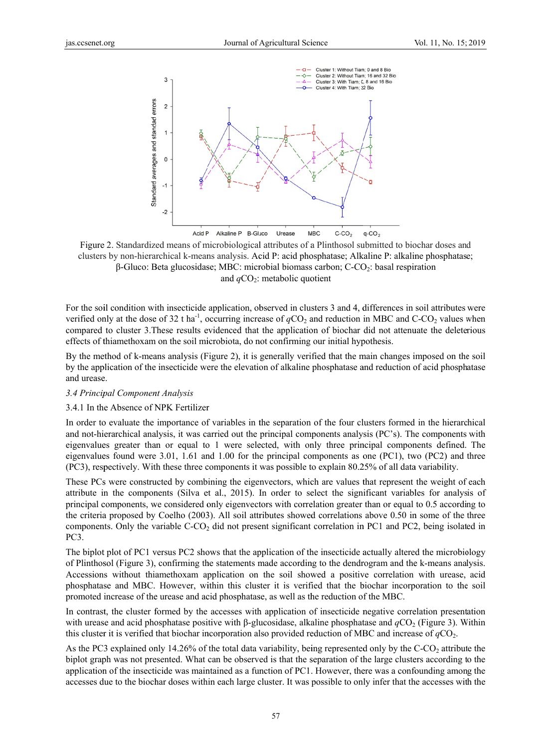Figure 2. Standardized means of microbiological attributes of a Plinthosol submitted to biochar doses and clusters by non-hierarchical k-means analysis. Acid P: acid phosphatase; Alkaline P: alkaline phosphatase; β-Gluco: Beta glucosidase; MBC: microbial biomass carbon; C-$CO_2$: basal respiration and $qCO_2$: metabolic quotient

For the soil condition with insecticide application, observed in clusters 3 and 4, differences in soil attributes were verified only at the dose of 32 t $ha^{-1}$, occurring increase of $qCO_2$ and reduction in MBC and C-$CO_2$ values when compared to cluster 3.These results evidenced that the application of biochar did not attenuate the deleterious effects of thiamethoxam on the soil microbiota, do not confirming our initial hypothesis.

By the method of k-means analysis (Figure 2), it is generally verified that the main changes imposed on the soil by the application of the insecticide were the elevation of alkaline phosphatase and reduction of acid phosphatase and urease.

### *3.4 Principal Component Analysis*

#### 3.4.1 In the Absence of NPK Fertilizer

In order to evaluate the importance of variables in the separation of the four clusters formed in the hierarchical and not-hierarchical analysis, it was carried out the principal components analysis (PC's). The components with eigenvalues greater than or equal to 1 were selected, with only three principal components defined. The eigenvalues found were 3.01, 1.61 and 1.00 for the principal components as one (PC1), two (PC2) and three (PC3), respectively. With these three components it was possible to explain 80.25% of all data variability.

These PCs were constructed by combining the eigenvectors, which are values that represent the weight of each attribute in the components (Silva et al., 2015). In order to select the significant variables for analysis of principal components, we considered only eigenvectors with correlation greater than or equal to 0.5 according to the criteria proposed by Coelho (2003). All soil attributes showed correlations above 0.50 in some of the three components. Only the variable C-$CO_2$ did not present significant correlation in PC1 and PC2, being isolated in PC3.

The biplot plot of PC1 versus PC2 shows that the application of the insecticide actually altered the microbiology of Plinthosol (Figure 3), confirming the statements made according to the dendrogram and the k-means analysis. Accessions without thiamethoxam application on the soil showed a positive correlation with urease, acid phosphatase and MBC. However, within this cluster it is verified that the biochar incorporation to the soil promoted increase of the urease and acid phosphatase, as well as the reduction of the MBC.

In contrast, the cluster formed by the accesses with application of insecticide negative correlation presentation with urease and acid phosphatase positive with β-glucosidase, alkaline phosphatase and $qCO_2$ (Figure 3). Within this cluster it is verified that biochar incorporation also provided reduction of MBC and increase of $qCO_2$.

As the PC3 explained only 14.26% of the total data variability, being represented only by the C-$CO_2$ attribute the biplot graph was not presented. What can be observed is that the separation of the large clusters according to the application of the insecticide was maintained as a function of PC1. However, there was a confounding among the accesses due to the biochar doses within each large cluster. It was possible to only infer that the accesses with the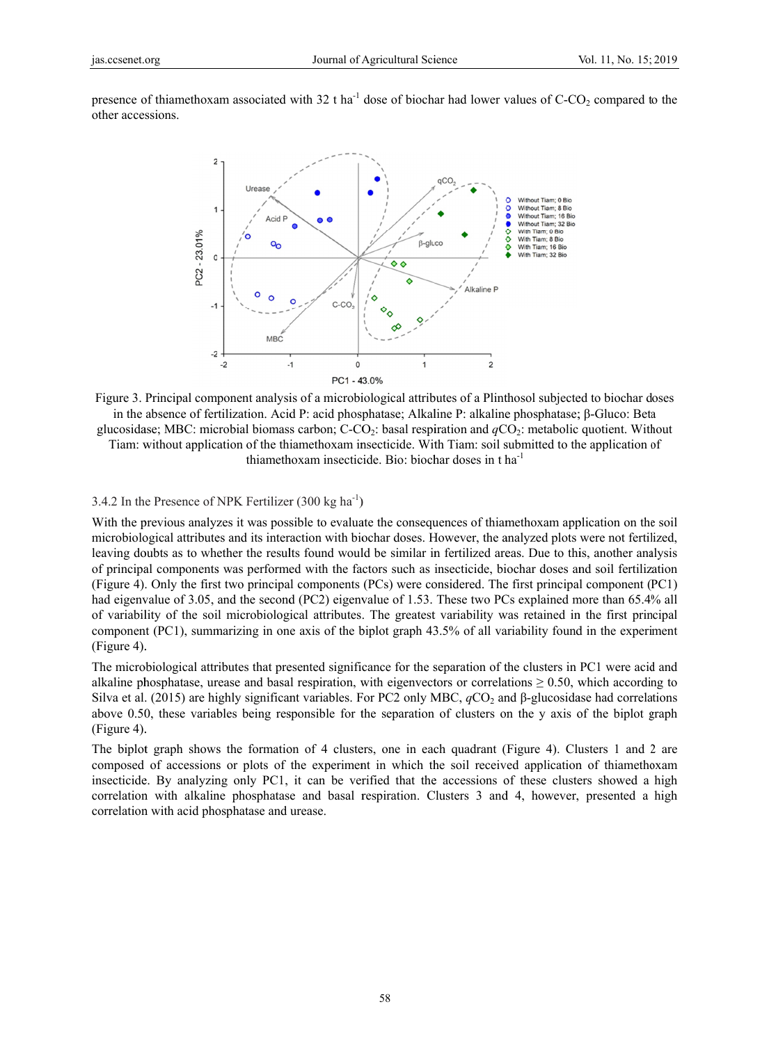presence of thiamethoxam associated with 32 t ha$^{-1}$ dose of biochar had lower values of C-$CO_2$ compared to the other accessions.

Figure 3. Principal component analysis of a microbiological attributes of a Plinthosol subjected to biochar doses in the absence of fertilization. Acid P: acid phosphatase; Alkaline P: alkaline phosphatase; β-Gluco: Beta glucosidase; MBC: microbial biomass carbon; C-$CO_2$: basal respiration and $qCO_2$: metabolic quotient. Without Tiam: without application of the thiamethoxam insecticide. With Tiam: soil submitted to the application of thiamethoxam insecticide. Bio: biochar doses in t ha$^{-1}$

### 3.4.2 In the Presence of NPK Fertilizer (300 kg ha$^{-1}$)

With the previous analyzes it was possible to evaluate the consequences of thiamethoxam application on the soil microbiological attributes and its interaction with biochar doses. However, the analyzed plots were not fertilized, leaving doubts as to whether the results found would be similar in fertilized areas. Due to this, another analysis of principal components was performed with the factors such as insecticide, biochar doses and soil fertilization (Figure 4). Only the first two principal components (PCs) were considered. The first principal component (PC1) had eigenvalue of 3.05, and the second (PC2) eigenvalue of 1.53. These two PCs explained more than 65.4% all of variability of the soil microbiological attributes. The greatest variability was retained in the first principal component (PC1), summarizing in one axis of the biplot graph 43.5% of all variability found in the experiment (Figure 4).

The microbiological attributes that presented significance for the separation of the clusters in PC1 were acid and alkaline phosphatase, urease and basal respiration, with eigenvectors or correlations ≥ 0.50, which according to Silva et al. (2015) are highly significant variables. For PC2 only MBC, $qCO_2$ and β-glucosidase had correlations above 0.50, these variables being responsible for the separation of clusters on the y axis of the biplot graph (Figure 4).

The biplot graph shows the formation of 4 clusters, one in each quadrant (Figure 4). Clusters 1 and 2 are composed of accessions or plots of the experiment in which the soil received application of thiamethoxam insecticide. By analyzing only PC1, it can be verified that the accessions of these clusters showed a high correlation with alkaline phosphatase and basal respiration. Clusters 3 and 4, however, presented a high correlation with acid phosphatase and urease.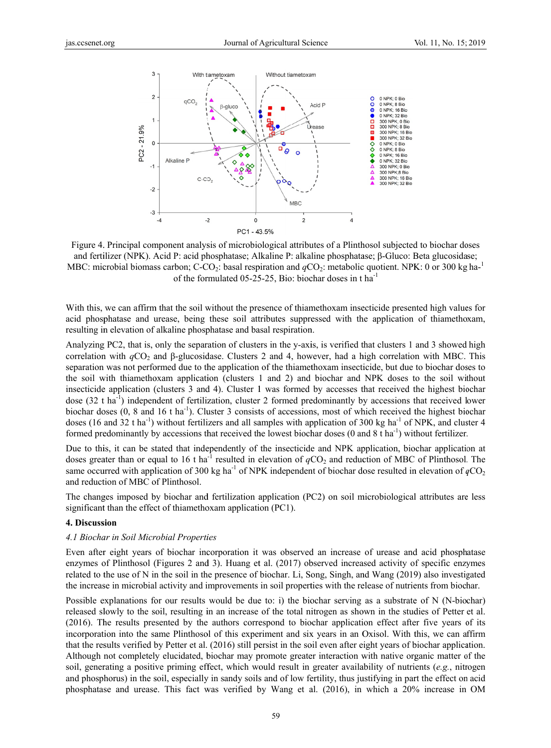Figure 4. Principal component analysis of microbiological attributes of a Plinthosol subjected to biochar doses and fertilizer (NPK). Acid P: acid phosphatase; Alkaline P: alkaline phosphatase; β-Gluco: Beta glucosidase; MBC: microbial biomass carbon; C-$CO_2$: basal respiration and $qCO_2$: metabolic quotient. NPK: 0 or 300 kg ha$^{-1}$ of the formulated 05-25-25, Bio: biochar doses in t ha$^{-1}$

With this, we can affirm that the soil without the presence of thiamethoxam insecticide presented high values for acid phosphatase and urease, being these soil attributes suppressed with the application of thiamethoxam, resulting in elevation of alkaline phosphatase and basal respiration.

Analyzing PC2, that is, only the separation of clusters in the y-axis, is verified that clusters 1 and 3 showed high correlation with $qCO_2$ and β-glucosidase. Clusters 2 and 4, however, had a high correlation with MBC. This separation was not performed due to the application of the thiamethoxam insecticide, but due to biochar doses to the soil with thiamethoxam application (clusters 1 and 2) and biochar and NPK doses to the soil without insecticide application (clusters 3 and 4). Cluster 1 was formed by accesses that received the highest biochar dose (32 t ha$^{-1}$) independent of fertilization, cluster 2 formed predominantly by accessions that received lower biochar doses (0, 8 and 16 t ha$^{-1}$). Cluster 3 consists of accessions, most of which received the highest biochar doses (16 and 32 t ha$^{-1}$) without fertilizers and all samples with application of 300 kg ha$^{-1}$ of NPK, and cluster 4 formed predominantly by accessions that received the lowest biochar doses (0 and 8 t ha$^{-1}$) without fertilizer.

Due to this, it can be stated that independently of the insecticide and NPK application, biochar application at doses greater than or equal to 16 t ha$^{-1}$ resulted in elevation of $qCO_2$ and reduction of MBC of Plinthosol. The same occurred with application of 300 kg ha$^{-1}$ of NPK independent of biochar dose resulted in elevation of $qCO_2$ and reduction of MBC of Plinthosol.

The changes imposed by biochar and fertilization application (PC2) on soil microbiological attributes are less significant than the effect of thiamethoxam application (PC1).

## 4. Discussion

### *4.1 Biochar in Soil Microbial Properties*

Even after eight years of biochar incorporation it was observed an increase of urease and acid phosphatase enzymes of Plinthosol (Figures 2 and 3). Huang et al. (2017) observed increased activity of specific enzymes related to the use of N in the soil in the presence of biochar. Li, Song, Singh, and Wang (2019) also investigated the increase in microbial activity and improvements in soil properties with the release of nutrients from biochar.

Possible explanations for our results would be due to: i) the biochar serving as a substrate of N (N-biochar) released slowly to the soil, resulting in an increase of the total nitrogen as shown in the studies of Petter et al. (2016). The results presented by the authors correspond to biochar application effect after five years of its incorporation into the same Plinthosol of this experiment and six years in an Oxisol. With this, we can affirm that the results verified by Petter et al. (2016) still persist in the soil even after eight years of biochar application. Although not completely elucidated, biochar may promote greater interaction with native organic matter of the soil, generating a positive priming effect, which would result in greater availability of nutrients (*e.g.*, nitrogen and phosphorus) in the soil, especially in sandy soils and of low fertility, thus justifying in part the effect on acid phosphatase and urease. This fact was verified by Wang et al. (2016), in which a 20% increase in OM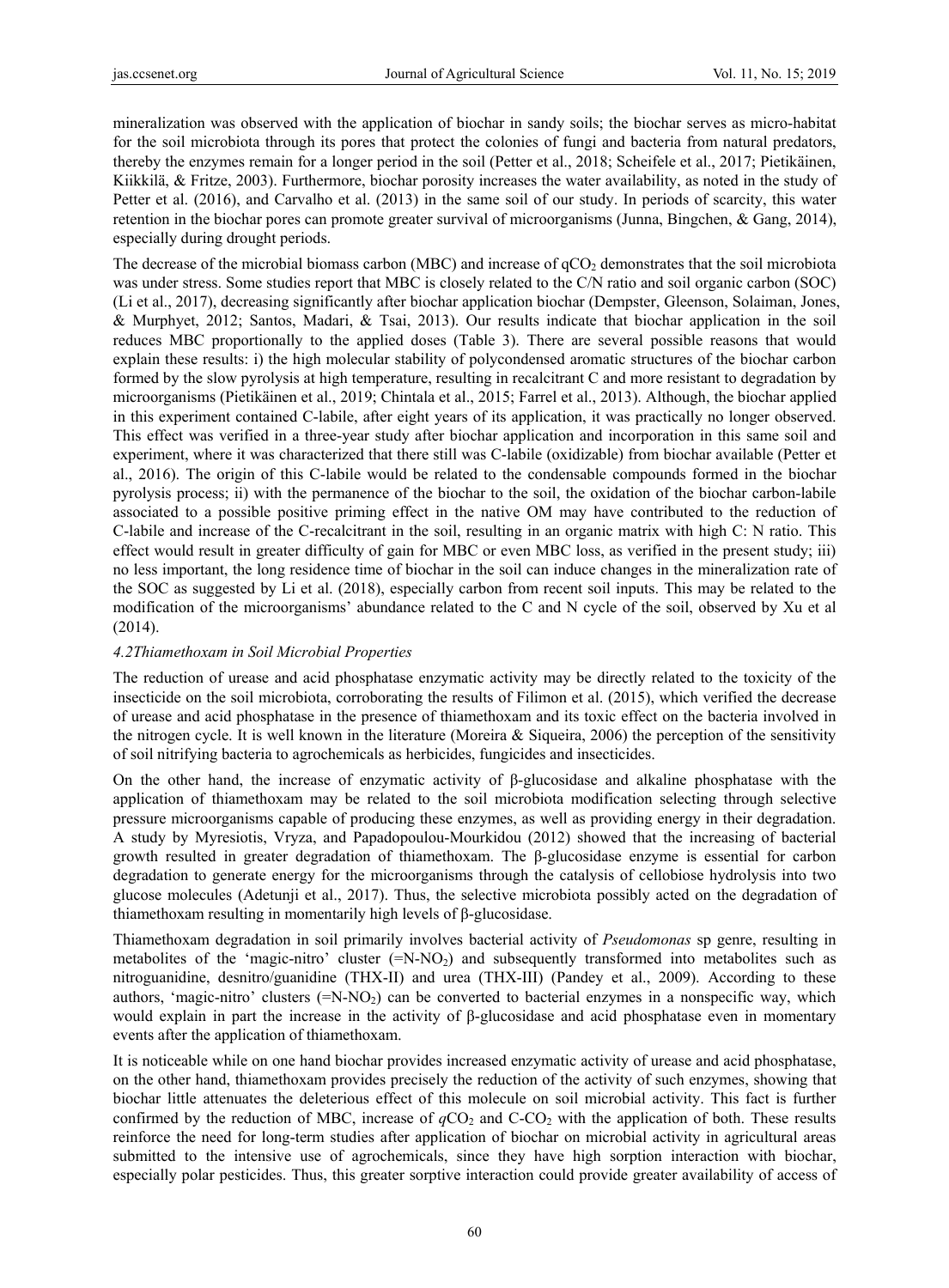mineralization was observed with the application of biochar in sandy soils; the biochar serves as micro-habitat for the soil microbiota through its pores that protect the colonies of fungi and bacteria from natural predators, thereby the enzymes remain for a longer period in the soil (Petter et al., 2018; Scheifele et al., 2017; Pietikäinen, Kiikkilä, & Fritze, 2003). Furthermore, biochar porosity increases the water availability, as noted in the study of Petter et al. (2016), and Carvalho et al. (2013) in the same soil of our study. In periods of scarcity, this water retention in the biochar pores can promote greater survival of microorganisms (Junna, Bingchen, & Gang, 2014), especially during drought periods.

The decrease of the microbial biomass carbon (MBC) and increase of $qCO_2$ demonstrates that the soil microbiota was under stress. Some studies report that MBC is closely related to the C/N ratio and soil organic carbon (SOC) (Li et al., 2017), decreasing significantly after biochar application biochar (Dempster, Gleenson, Solaiman, Jones, & Murphyet, 2012; Santos, Madari, & Tsai, 2013). Our results indicate that biochar application in the soil reduces MBC proportionally to the applied doses (Table 3). There are several possible reasons that would explain these results: i) the high molecular stability of polycondensed aromatic structures of the biochar carbon formed by the slow pyrolysis at high temperature, resulting in recalcitrant C and more resistant to degradation by microorganisms (Pietikäinen et al., 2019; Chintala et al., 2015; Farrel et al., 2013). Although, the biochar applied in this experiment contained C-labile, after eight years of its application, it was practically no longer observed. This effect was verified in a three-year study after biochar application and incorporation in this same soil and experiment, where it was characterized that there still was C-labile (oxidizable) from biochar available (Petter et al., 2016). The origin of this C-labile would be related to the condensable compounds formed in the biochar pyrolysis process; ii) with the permanence of the biochar to the soil, the oxidation of the biochar carbon-labile associated to a possible positive priming effect in the native OM may have contributed to the reduction of C-labile and increase of the C-recalcitrant in the soil, resulting in an organic matrix with high C: N ratio. This effect would result in greater difficulty of gain for MBC or even MBC loss, as verified in the present study; iii) no less important, the long residence time of biochar in the soil can induce changes in the mineralization rate of the SOC as suggested by Li et al. (2018), especially carbon from recent soil inputs. This may be related to the modification of the microorganisms' abundance related to the C and N cycle of the soil, observed by Xu et al (2014).

### 4.2 Thiamethoxam in Soil Microbial Properties

The reduction of urease and acid phosphatase enzymatic activity may be directly related to the toxicity of the insecticide on the soil microbiota, corroborating the results of Filimon et al. (2015), which verified the decrease of urease and acid phosphatase in the presence of thiamethoxam and its toxic effect on the bacteria involved in the nitrogen cycle. It is well known in the literature (Moreira & Siqueira, 2006) the perception of the sensitivity of soil nitrifying bacteria to agrochemicals as herbicides, fungicides and insecticides.

On the other hand, the increase of enzymatic activity of β-glucosidase and alkaline phosphatase with the application of thiamethoxam may be related to the soil microbiota modification selecting through selective pressure microorganisms capable of producing these enzymes, as well as providing energy in their degradation. A study by Myresiotis, Vryza, and Papadopoulou-Mourkidou (2012) showed that the increasing of bacterial growth resulted in greater degradation of thiamethoxam. The β-glucosidase enzyme is essential for carbon degradation to generate energy for the microorganisms through the catalysis of cellobiose hydrolysis into two glucose molecules (Adetunji et al., 2017). Thus, the selective microbiota possibly acted on the degradation of thiamethoxam resulting in momentarily high levels of β-glucosidase.

Thiamethoxam degradation in soil primarily involves bacterial activity of *Pseudomonas* sp genre, resulting in metabolites of the 'magic-nitro' cluster ($=N-NO_2$) and subsequently transformed into metabolites such as nitroguanidine, desnitro/guanidine (THX-II) and urea (THX-III) (Pandey et al., 2009). According to these authors, 'magic-nitro' clusters ($=N-NO_2$) can be converted to bacterial enzymes in a nonspecific way, which would explain in part the increase in the activity of β-glucosidase and acid phosphatase even in momentary events after the application of thiamethoxam.

It is noticeable while on one hand biochar provides increased enzymatic activity of urease and acid phosphatase, on the other hand, thiamethoxam provides precisely the reduction of the activity of such enzymes, showing that biochar little attenuates the deleterious effect of this molecule on soil microbial activity. This fact is further confirmed by the reduction of MBC, increase of $qCO_2$ and C-$CO_2$ with the application of both. These results reinforce the need for long-term studies after application of biochar on microbial activity in agricultural areas submitted to the intensive use of agrochemicals, since they have high sorption interaction with biochar, especially polar pesticides. Thus, this greater sorptive interaction could provide greater availability of access of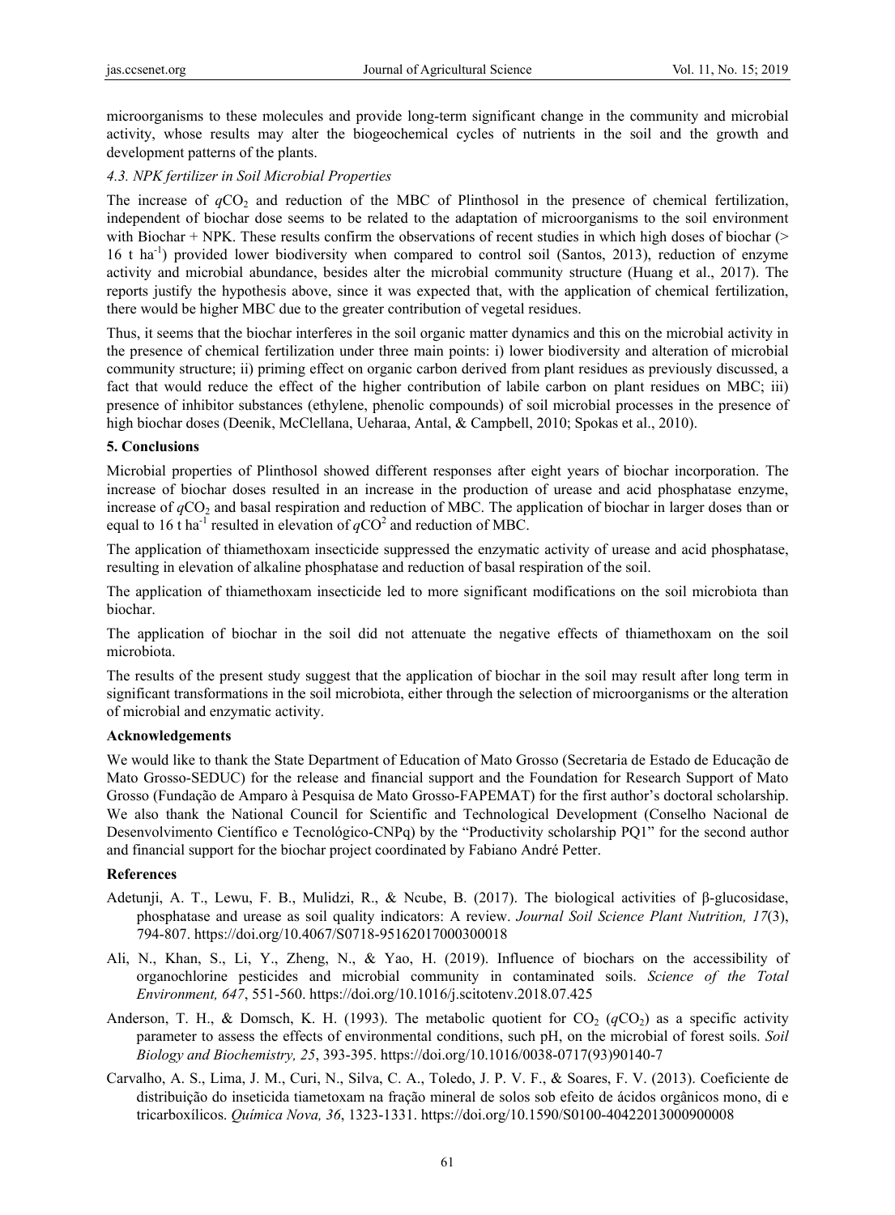microorganisms to these molecules and provide long-term significant change in the community and microbial activity, whose results may alter the biogeochemical cycles of nutrients in the soil and the growth and development patterns of the plants.

### *4.3. NPK fertilizer in Soil Microbial Properties*

The increase of $qCO_2$ and reduction of the MBC of Plinthosol in the presence of chemical fertilization, independent of biochar dose seems to be related to the adaptation of microorganisms to the soil environment with Biochar + NPK. These results confirm the observations of recent studies in which high doses of biochar (> 16 t ha$^{-1}$) provided lower biodiversity when compared to control soil (Santos, 2013), reduction of enzyme activity and microbial abundance, besides alter the microbial community structure (Huang et al., 2017). The reports justify the hypothesis above, since it was expected that, with the application of chemical fertilization, there would be higher MBC due to the greater contribution of vegetal residues.

Thus, it seems that the biochar interferes in the soil organic matter dynamics and this on the microbial activity in the presence of chemical fertilization under three main points: i) lower biodiversity and alteration of microbial community structure; ii) priming effect on organic carbon derived from plant residues as previously discussed, a fact that would reduce the effect of the higher contribution of labile carbon on plant residues on MBC; iii) presence of inhibitor substances (ethylene, phenolic compounds) of soil microbial processes in the presence of high biochar doses (Deenik, McClellana, Ueharaa, Antal, & Campbell, 2010; Spokas et al., 2010).

## 5. Conclusions

Microbial properties of Plinthosol showed different responses after eight years of biochar incorporation. The increase of biochar doses resulted in an increase in the production of urease and acid phosphatase enzyme, increase of $qCO_2$ and basal respiration and reduction of MBC. The application of biochar in larger doses than or equal to 16 t ha$^{-1}$ resulted in elevation of $qCO^2$ and reduction of MBC.

The application of thiamethoxam insecticide suppressed the enzymatic activity of urease and acid phosphatase, resulting in elevation of alkaline phosphatase and reduction of basal respiration of the soil.

The application of thiamethoxam insecticide led to more significant modifications on the soil microbiota than biochar.

The application of biochar in the soil did not attenuate the negative effects of thiamethoxam on the soil microbiota.

The results of the present study suggest that the application of biochar in the soil may result after long term in significant transformations in the soil microbiota, either through the selection of microorganisms or the alteration of microbial and enzymatic activity.

## Acknowledgements

We would like to thank the State Department of Education of Mato Grosso (Secretaria de Estado de Educação de Mato Grosso-SEDUC) for the release and financial support and the Foundation for Research Support of Mato Grosso (Fundação de Amparo à Pesquisa de Mato Grosso-FAPEMAT) for the first author's doctoral scholarship. We also thank the National Council for Scientific and Technological Development (Conselho Nacional de Desenvolvimento Científico e Tecnológico-CNPq) by the "Productivity scholarship PQ1" for the second author and financial support for the biochar project coordinated by Fabiano André Petter.

## References

Adetunji, A. T., Lewu, F. B., Mulidzi, R., & Ncube, B. (2017). The biological activities of β-glucosidase, phosphatase and urease as soil quality indicators: A review. *Journal Soil Science Plant Nutrition, 17*(3), 794-807. https://doi.org/10.4067/S0718-95162017000300018

Ali, N., Khan, S., Li, Y., Zheng, N., & Yao, H. (2019). Influence of biochars on the accessibility of organochlorine pesticides and microbial community in contaminated soils. *Science of the Total Environment, 647*, 551-560. https://doi.org/10.1016/j.scitotenv.2018.07.425

Anderson, T. H., & Domsch, K. H. (1993). The metabolic quotient for $CO_2$ ($qCO_2$) as a specific activity parameter to assess the effects of environmental conditions, such pH, on the microbial of forest soils. *Soil Biology and Biochemistry, 25*, 393-395. https://doi.org/10.1016/0038-0717(93)90140-7

Carvalho, A. S., Lima, J. M., Curi, N., Silva, C. A., Toledo, J. P. V. F., & Soares, F. V. (2013). Coeficiente de distribuição do inseticida tiametoxam na fração mineral de solos sob efeito de ácidos orgânicos mono, di e tricarboxílicos. *Química Nova, 36*, 1323-1331. https://doi.org/10.1590/S0100-40422013000900008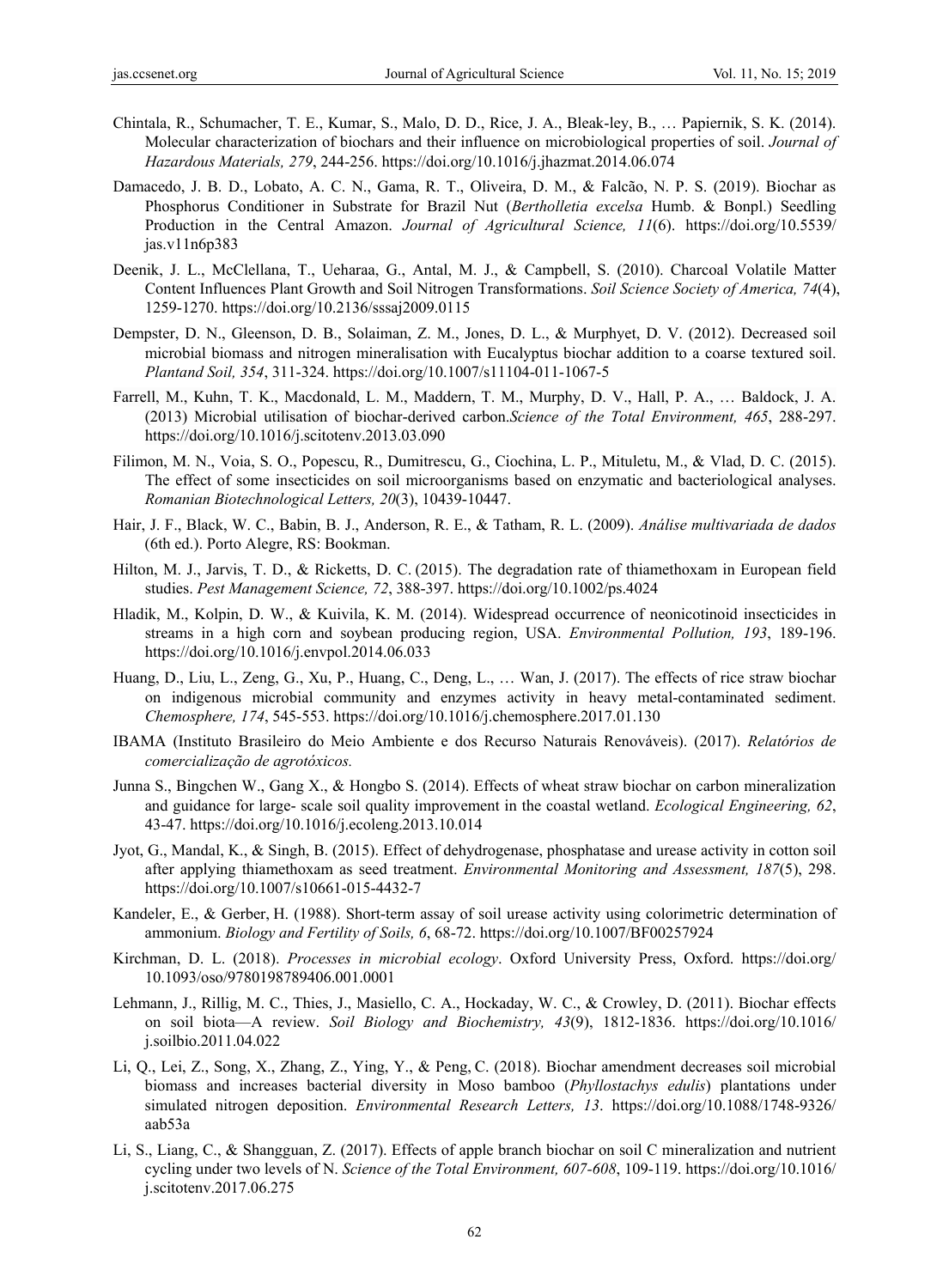Chintala, R., Schumacher, T. E., Kumar, S., Malo, D. D., Rice, J. A., Bleak-ley, B., … Papiernik, S. K. (2014). Molecular characterization of biochars and their influence on microbiological properties of soil. *Journal of Hazardous Materials, 279*, 244-256. https://doi.org/10.1016/j.jhazmat.2014.06.074

Damacedo, J. B. D., Lobato, A. C. N., Gama, R. T., Oliveira, D. M., & Falcão, N. P. S. (2019). Biochar as Phosphorus Conditioner in Substrate for Brazil Nut (*Bertholletia excelsa* Humb. & Bonpl.) Seedling Production in the Central Amazon. *Journal of Agricultural Science, 11*(6). https://doi.org/10.5539/jas.v11n6p383

Deenik, J. L., McClellana, T., Ueharaa, G., Antal, M. J., & Campbell, S. (2010). Charcoal Volatile Matter Content Influences Plant Growth and Soil Nitrogen Transformations. *Soil Science Society of America, 74*(4), 1259-1270. https://doi.org/10.2136/sssaj2009.0115

Dempster, D. N., Gleenson, D. B., Solaiman, Z. M., Jones, D. L., & Murphyet, D. V. (2012). Decreased soil microbial biomass and nitrogen mineralisation with Eucalyptus biochar addition to a coarse textured soil. *Plantand Soil, 354*, 311-324. https://doi.org/10.1007/s11104-011-1067-5

Farrell, M., Kuhn, T. K., Macdonald, L. M., Maddern, T. M., Murphy, D. V., Hall, P. A., … Baldock, J. A. (2013) Microbial utilisation of biochar-derived carbon.*Science of the Total Environment, 465*, 288-297. https://doi.org/10.1016/j.scitotenv.2013.03.090

Filimon, M. N., Voia, S. O., Popescu, R., Dumitrescu, G., Ciochina, L. P., Mituletu, M., & Vlad, D. C. (2015). The effect of some insecticides on soil microorganisms based on enzymatic and bacteriological analyses. *Romanian Biotechnological Letters, 20*(3), 10439-10447.

Hair, J. F., Black, W. C., Babin, B. J., Anderson, R. E., & Tatham, R. L. (2009). *Análise multivariada de dados* (6th ed.). Porto Alegre, RS: Bookman.

Hilton, M. J., Jarvis, T. D., & Ricketts, D. C. (2015). The degradation rate of thiamethoxam in European field studies. *Pest Management Science, 72*, 388-397. https://doi.org/10.1002/ps.4024

Hladik, M., Kolpin, D. W., & Kuivila, K. M. (2014). Widespread occurrence of neonicotinoid insecticides in streams in a high corn and soybean producing region, USA. *Environmental Pollution, 193*, 189-196. https://doi.org/10.1016/j.envpol.2014.06.033

Huang, D., Liu, L., Zeng, G., Xu, P., Huang, C., Deng, L., … Wan, J. (2017). The effects of rice straw biochar on indigenous microbial community and enzymes activity in heavy metal-contaminated sediment. *Chemosphere, 174*, 545-553. https://doi.org/10.1016/j.chemosphere.2017.01.130

IBAMA (Instituto Brasileiro do Meio Ambiente e dos Recurso Naturais Renováveis). (2017). *Relatórios de comercialização de agrotóxicos.*

Junna S., Bingchen W., Gang X., & Hongbo S. (2014). Effects of wheat straw biochar on carbon mineralization and guidance for large- scale soil quality improvement in the coastal wetland. *Ecological Engineering, 62*, 43-47. https://doi.org/10.1016/j.ecoleng.2013.10.014

Jyot, G., Mandal, K., & Singh, B. (2015). Effect of dehydrogenase, phosphatase and urease activity in cotton soil after applying thiamethoxam as seed treatment. *Environmental Monitoring and Assessment, 187*(5), 298. https://doi.org/10.1007/s10661-015-4432-7

Kandeler, E., & Gerber, H. (1988). Short-term assay of soil urease activity using colorimetric determination of ammonium. *Biology and Fertility of Soils, 6*, 68-72. https://doi.org/10.1007/BF00257924

Kirchman, D. L. (2018). *Processes in microbial ecology*. Oxford University Press, Oxford. https://doi.org/10.1093/oso/9780198789406.001.0001

Lehmann, J., Rillig, M. C., Thies, J., Masiello, C. A., Hockaday, W. C., & Crowley, D. (2011). Biochar effects on soil biota—A review. *Soil Biology and Biochemistry, 43*(9), 1812-1836. https://doi.org/10.1016/j.soilbio.2011.04.022

Li, Q., Lei, Z., Song, X., Zhang, Z., Ying, Y., & Peng, C. (2018). Biochar amendment decreases soil microbial biomass and increases bacterial diversity in Moso bamboo (*Phyllostachys edulis*) plantations under simulated nitrogen deposition. *Environmental Research Letters, 13*. https://doi.org/10.1088/1748-9326/aab53a

Li, S., Liang, C., & Shangguan, Z. (2017). Effects of apple branch biochar on soil C mineralization and nutrient cycling under two levels of N. *Science of the Total Environment, 607-608*, 109-119. https://doi.org/10.1016/j.scitotenv.2017.06.275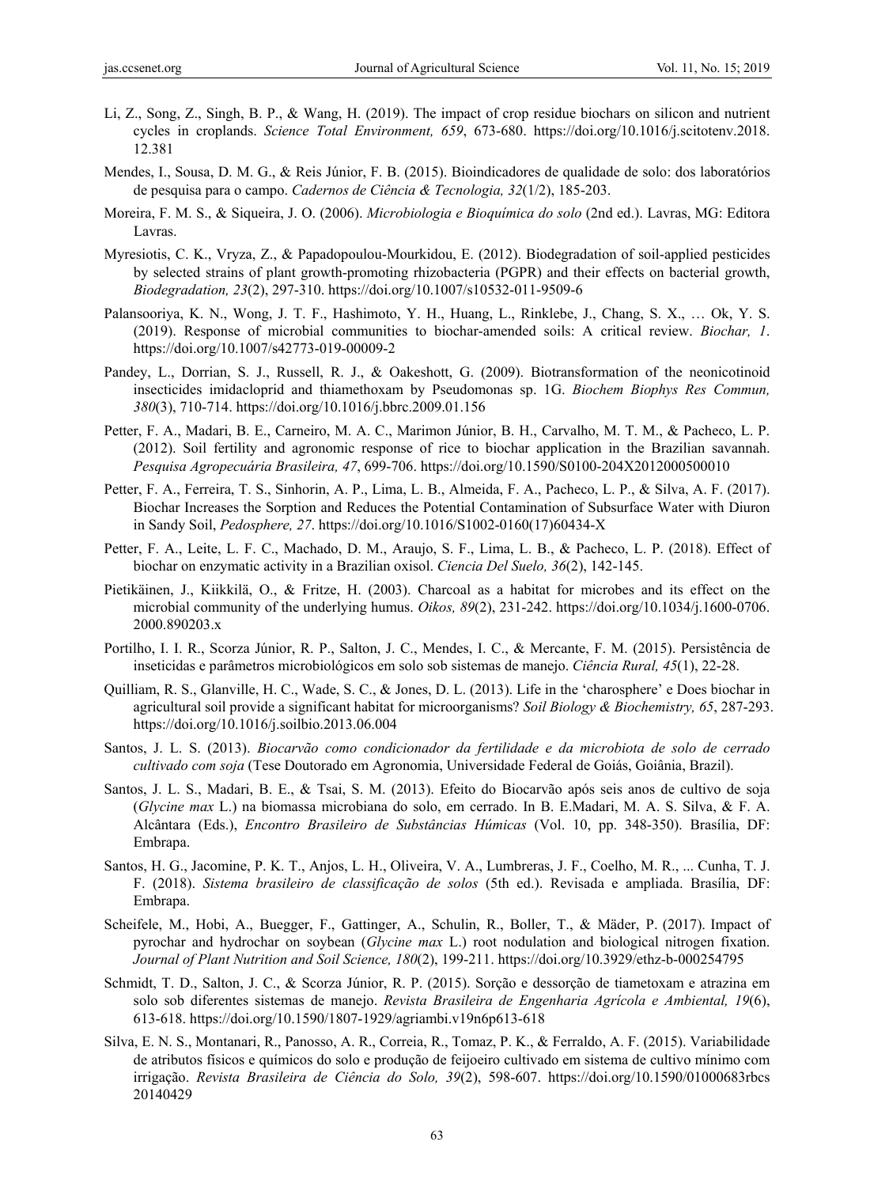Li, Z., Song, Z., Singh, B. P., & Wang, H. (2019). The impact of crop residue biochars on silicon and nutrient cycles in croplands. *Science Total Environment, 659*, 673-680. https://doi.org/10.1016/j.scitotenv.2018.12.381

Mendes, I., Sousa, D. M. G., & Reis Júnior, F. B. (2015). Bioindicadores de qualidade de solo: dos laboratórios de pesquisa para o campo. *Cadernos de Ciência & Tecnologia, 32*(1/2), 185-203.

Moreira, F. M. S., & Siqueira, J. O. (2006). *Microbiologia e Bioquímica do solo* (2nd ed.). Lavras, MG: Editora Lavras.

Myresiotis, C. K., Vryza, Z., & Papadopoulou-Mourkidou, E. (2012). Biodegradation of soil-applied pesticides by selected strains of plant growth-promoting rhizobacteria (PGPR) and their effects on bacterial growth, *Biodegradation, 23*(2), 297-310. https://doi.org/10.1007/s10532-011-9509-6

Palansooriya, K. N., Wong, J. T. F., Hashimoto, Y. H., Huang, L., Rinklebe, J., Chang, S. X., … Ok, Y. S. (2019). Response of microbial communities to biochar-amended soils: A critical review. *Biochar, 1*. https://doi.org/10.1007/s42773-019-00009-2

Pandey, L., Dorrian, S. J., Russell, R. J., & Oakeshott, G. (2009). Biotransformation of the neonicotinoid insecticides imidacloprid and thiamethoxam by Pseudomonas sp. 1G. *Biochem Biophys Res Commun, 380*(3), 710-714. https://doi.org/10.1016/j.bbrc.2009.01.156

Petter, F. A., Madari, B. E., Carneiro, M. A. C., Marimon Júnior, B. H., Carvalho, M. T. M., & Pacheco, L. P. (2012). Soil fertility and agronomic response of rice to biochar application in the Brazilian savannah. *Pesquisa Agropecuária Brasileira, 47*, 699-706. https://doi.org/10.1590/S0100-204X2012000500010

Petter, F. A., Ferreira, T. S., Sinhorin, A. P., Lima, L. B., Almeida, F. A., Pacheco, L. P., & Silva, A. F. (2017). Biochar Increases the Sorption and Reduces the Potential Contamination of Subsurface Water with Diuron in Sandy Soil, *Pedosphere, 27*. https://doi.org/10.1016/S1002-0160(17)60434-X

Petter, F. A., Leite, L. F. C., Machado, D. M., Araujo, S. F., Lima, L. B., & Pacheco, L. P. (2018). Effect of biochar on enzymatic activity in a Brazilian oxisol. *Ciencia Del Suelo, 36*(2), 142-145.

Pietikäinen, J., Kiikkilä, O., & Fritze, H. (2003). Charcoal as a habitat for microbes and its effect on the microbial community of the underlying humus. *Oikos, 89*(2), 231-242. https://doi.org/10.1034/j.1600-0706.2000.890203.x

Portilho, I. I. R., Scorza Júnior, R. P., Salton, J. C., Mendes, I. C., & Mercante, F. M. (2015). Persistência de inseticidas e parâmetros microbiológicos em solo sob sistemas de manejo. *Ciência Rural, 45*(1), 22-28.

Quilliam, R. S., Glanville, H. C., Wade, S. C., & Jones, D. L. (2013). Life in the 'charosphere' e Does biochar in agricultural soil provide a significant habitat for microorganisms? *Soil Biology & Biochemistry, 65*, 287-293. https://doi.org/10.1016/j.soilbio.2013.06.004

Santos, J. L. S. (2013). *Biocarvão como condicionador da fertilidade e da microbiota de solo de cerrado cultivado com soja* (Tese Doutorado em Agronomia, Universidade Federal de Goiás, Goiânia, Brazil).

Santos, J. L. S., Madari, B. E., & Tsai, S. M. (2013). Efeito do Biocarvão após seis anos de cultivo de soja (*Glycine max* L.) na biomassa microbiana do solo, em cerrado. In B. E.Madari, M. A. S. Silva, & F. A. Alcântara (Eds.), *Encontro Brasileiro de Substâncias Húmicas* (Vol. 10, pp. 348-350). Brasília, DF: Embrapa.

Santos, H. G., Jacomine, P. K. T., Anjos, L. H., Oliveira, V. A., Lumbreras, J. F., Coelho, M. R., ... Cunha, T. J. F. (2018). *Sistema brasileiro de classificação de solos* (5th ed.). Revisada e ampliada. Brasília, DF: Embrapa.

Scheifele, M., Hobi, A., Buegger, F., Gattinger, A., Schulin, R., Boller, T., & Mäder, P. (2017). Impact of pyrochar and hydrochar on soybean (*Glycine max* L.) root nodulation and biological nitrogen fixation. *Journal of Plant Nutrition and Soil Science, 180*(2), 199-211. https://doi.org/10.3929/ethz-b-000254795

Schmidt, T. D., Salton, J. C., & Scorza Júnior, R. P. (2015). Sorção e dessorção de tiametoxam e atrazina em solo sob diferentes sistemas de manejo. *Revista Brasileira de Engenharia Agrícola e Ambiental, 19*(6), 613-618. https://doi.org/10.1590/1807-1929/agriambi.v19n6p613-618

Silva, E. N. S., Montanari, R., Panosso, A. R., Correia, R., Tomaz, P. K., & Ferraldo, A. F. (2015). Variabilidade de atributos físicos e químicos do solo e produção de feijoeiro cultivado em sistema de cultivo mínimo com irrigação. *Revista Brasileira de Ciência do Solo, 39*(2), 598-607. https://doi.org/10.1590/01000683rbcs20140429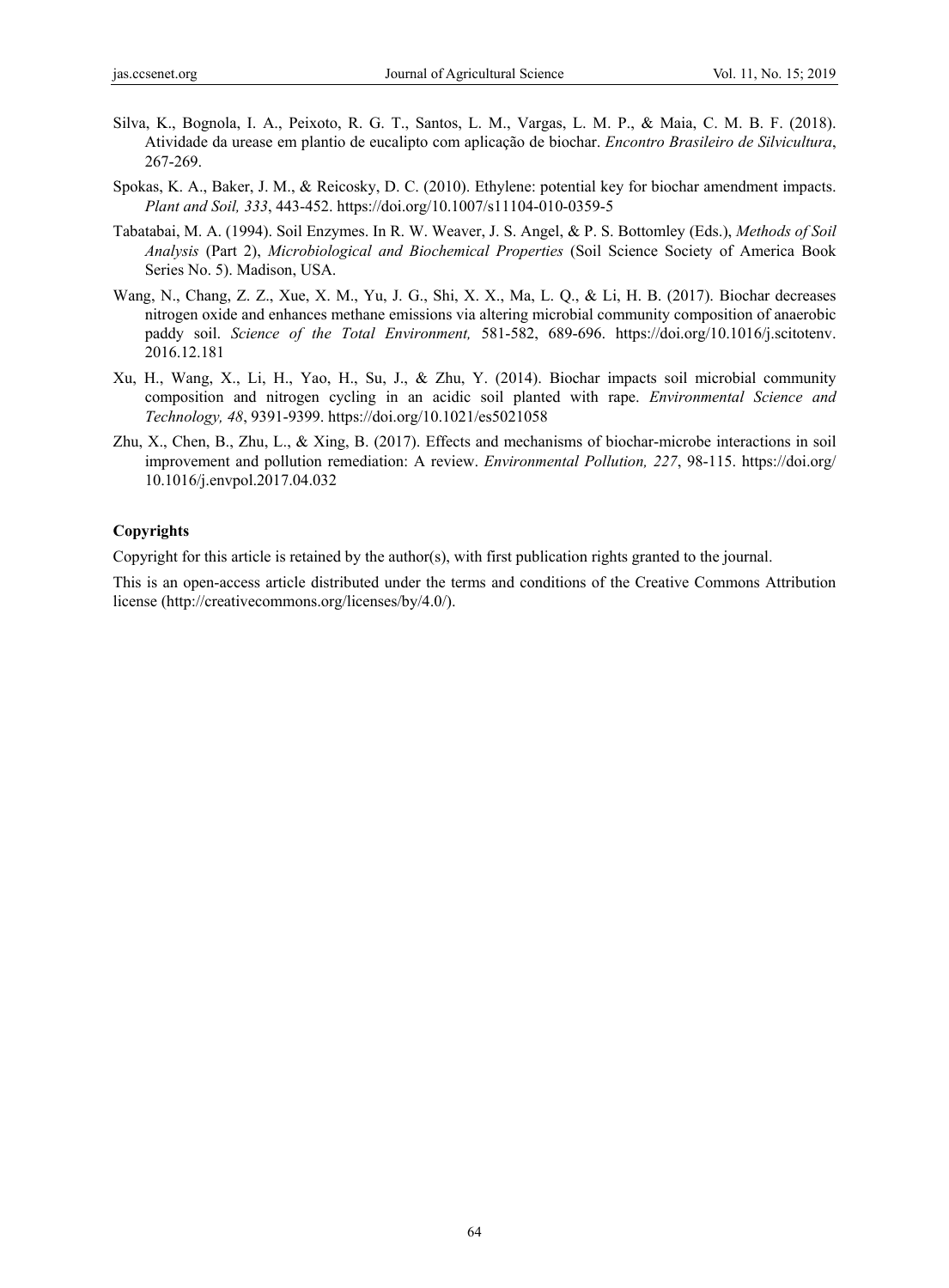Silva, K., Bognola, I. A., Peixoto, R. G. T., Santos, L. M., Vargas, L. M. P., & Maia, C. M. B. F. (2018). Atividade da urease em plantio de eucalipto com aplicação de biochar. *Encontro Brasileiro de Silvicultura*, 267-269.

Spokas, K. A., Baker, J. M., & Reicosky, D. C. (2010). Ethylene: potential key for biochar amendment impacts. *Plant and Soil, 333*, 443-452. https://doi.org/10.1007/s11104-010-0359-5

Tabatabai, M. A. (1994). Soil Enzymes. In R. W. Weaver, J. S. Angel, & P. S. Bottomley (Eds.), *Methods of Soil Analysis* (Part 2), *Microbiological and Biochemical Properties* (Soil Science Society of America Book Series No. 5). Madison, USA.

Wang, N., Chang, Z. Z., Xue, X. M., Yu, J. G., Shi, X. X., Ma, L. Q., & Li, H. B. (2017). Biochar decreases nitrogen oxide and enhances methane emissions via altering microbial community composition of anaerobic paddy soil. *Science of the Total Environment,* 581-582, 689-696. https://doi.org/10.1016/j.scitotenv.2016.12.181

Xu, H., Wang, X., Li, H., Yao, H., Su, J., & Zhu, Y. (2014). Biochar impacts soil microbial community composition and nitrogen cycling in an acidic soil planted with rape. *Environmental Science and Technology, 48*, 9391-9399. https://doi.org/10.1021/es5021058

Zhu, X., Chen, B., Zhu, L., & Xing, B. (2017). Effects and mechanisms of biochar-microbe interactions in soil improvement and pollution remediation: A review. *Environmental Pollution, 227*, 98-115. https://doi.org/10.1016/j.envpol.2017.04.032

## Copyrights

Copyright for this article is retained by the author(s), with first publication rights granted to the journal.

This is an open-access article distributed under the terms and conditions of the Creative Commons Attribution license (http://creativecommons.org/licenses/by/4.0/).